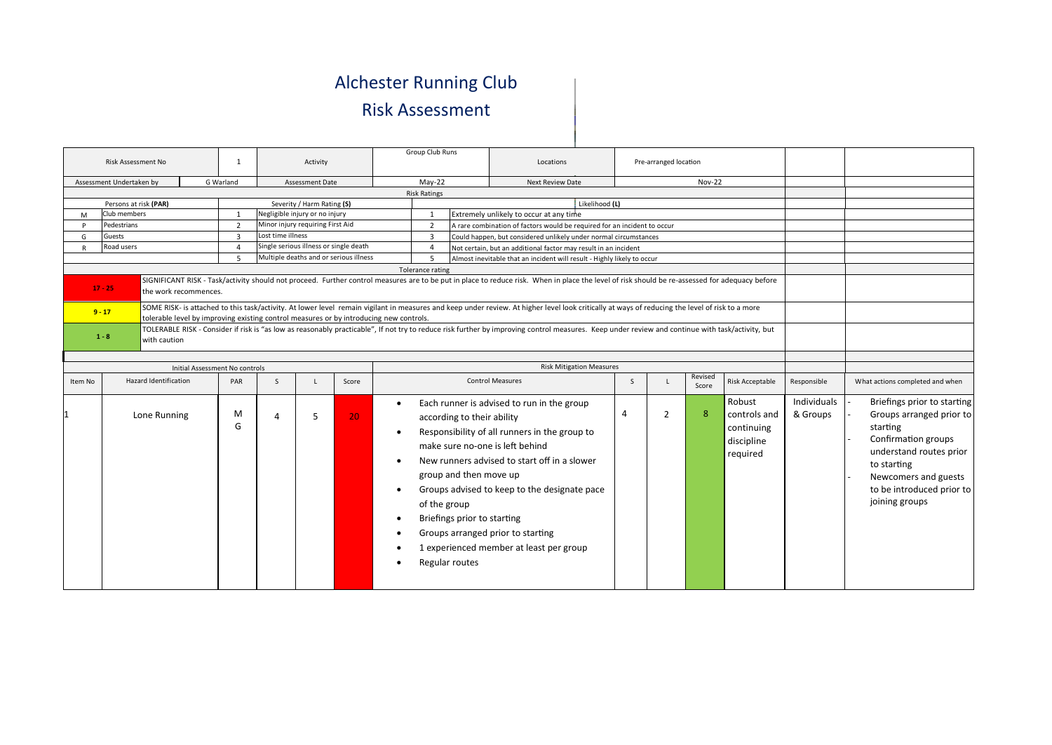# Alchester Running Club

## Risk Assessment

| Risk Assessment No | 1 | Activity | Group Club Runs | Locations | Pre-arranged location |
|---|---|---|---|---|---|
| Assessment Undertaken by | G Warland | Assessment Date | May-22 | Next Review Date | Nov-22 |

**Risk Ratings**

| Persons at risk (PAR) | | Severity / Harm Rating (S) | | Likelihood (L) | |
|---|---|---|---|---|---|
| M | Club members | 1 | Negligible injury or no injury | 1 | Extremely unlikely to occur at any time |
| P | Pedestrians | 2 | Minor injury requiring First Aid | 2 | A rare combination of factors would be required for an incident to occur |
| G | Guests | 3 | Lost time illness | 3 | Could happen, but considered unlikely under normal circumstances |
| R | Road users | 4 | Single serious illness or single death | 4 | Not certain, but an additional factor may result in an incident |
| | | 5 | Multiple deaths and or serious illness | 5 | Almost inevitable that an incident will result - Highly likely to occur |

**Tolerance rating**

| Score | Description |
|---|---|
| 17 - 25 | SIGNIFICANT RISK - Task/activity should not proceed. Further control measures are to be put in place to reduce risk. When in place the level of risk should be re-assessed for adequacy before the work recommences. |
| 9 - 17 | SOME RISK- is attached to this task/activity. At lower level remain vigilant in measures and keep under review. At higher level look critically at ways of reducing the level of risk to a more tolerable level by improving existing control measures or by introducing new controls. |
| 1 - 8 | TOLERABLE RISK - Consider if risk is "as low as reasonably practicable", If not try to reduce risk further by improving control measures. Keep under review and continue with task/activity, but with caution |

| Initial Assessment No controls | | | | | | Risk Mitigation Measures | | | | | | |
|---|---|---|---|---|---|---|---|---|---|---|---|---|
| Item No | Hazard Identification | PAR | S | L | Score | Control Measures | S | L | Revised Score | Risk Acceptable | Responsible | What actions completed and when |
| 1 | Lone Running | M G | 4 | 5 | 20 | • Each runner is advised to run in the group according to their ability<br>• Responsibility of all runners in the group to make sure no-one is left behind<br>• New runners advised to start off in a slower group and then move up<br>• Groups advised to keep to the designate pace of the group<br>• Briefings prior to starting<br>• Groups arranged prior to starting<br>• 1 experienced member at least per group<br>• Regular routes | 4 | 2 | 8 | Robust controls and continuing discipline required | Individuals & Groups | - Briefings prior to starting<br>- Groups arranged prior to starting<br>- Confirmation groups understand routes prior to starting<br>- Newcomers and guests to be introduced prior to joining groups |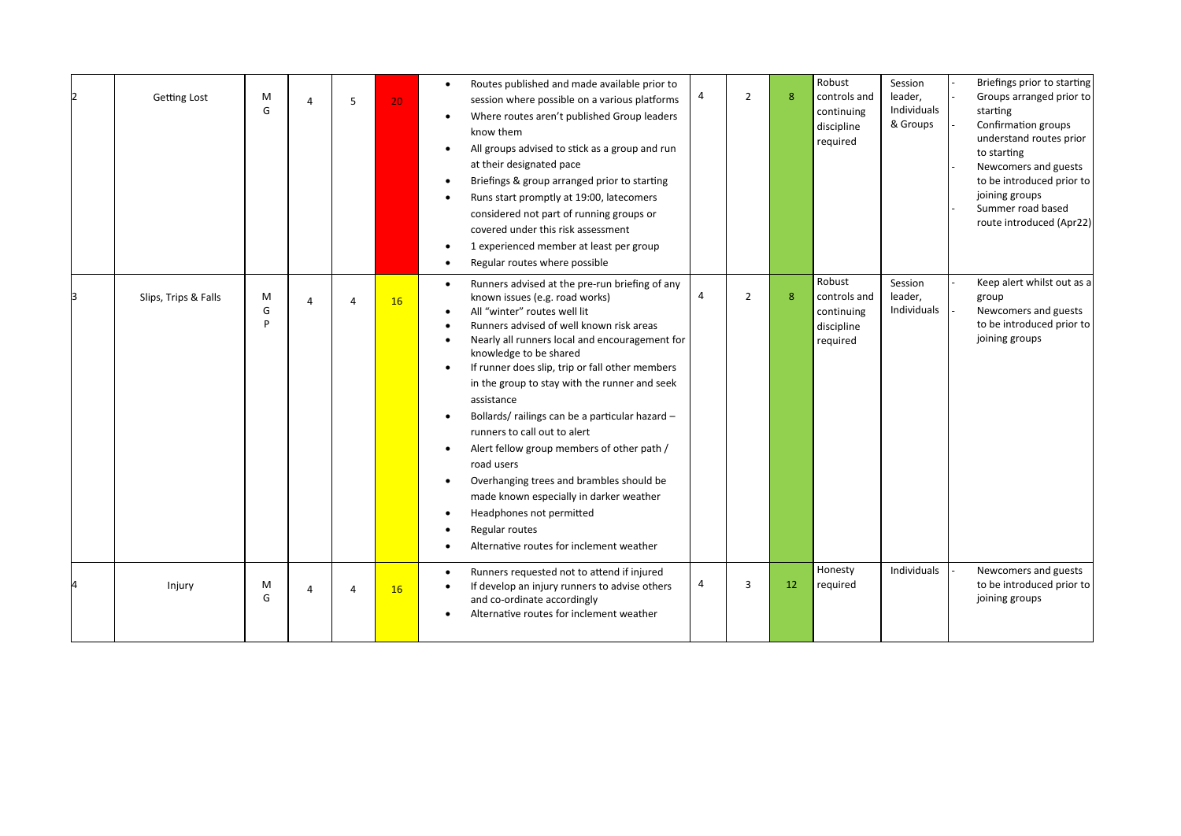| | | | | | | | | | | | | |
|---|---|---|---|---|---|---|---|---|---|---|---|---|
| 2 | Getting Lost | M G | 4 | 5 | 20 | • Routes published and made available prior to session where possible on a various platforms<br>• Where routes aren't published Group leaders know them<br>• All groups advised to stick as a group and run at their designated pace<br>• Briefings & group arranged prior to starting<br>• Runs start promptly at 19:00, latecomers considered not part of running groups or covered under this risk assessment<br>• 1 experienced member at least per group<br>• Regular routes where possible | 4 | 2 | 8 | Robust controls and continuing discipline required | Session leader, Individuals & Groups | - Briefings prior to starting<br>- Groups arranged prior to starting<br>- Confirmation groups understand routes prior to starting<br>- Newcomers and guests to be introduced prior to joining groups<br>- Summer road based route introduced (Apr22) |
| 3 | Slips, Trips & Falls | M G P | 4 | 4 | 16 | • Runners advised at the pre-run briefing of any known issues (e.g. road works)<br>• All "winter" routes well lit<br>• Runners advised of well known risk areas<br>• Nearly all runners local and encouragement for knowledge to be shared<br>• If runner does slip, trip or fall other members in the group to stay with the runner and seek assistance<br>• Bollards/ railings can be a particular hazard – runners to call out to alert<br>• Alert fellow group members of other path / road users<br>• Overhanging trees and brambles should be made known especially in darker weather<br>• Headphones not permitted<br>• Regular routes<br>• Alternative routes for inclement weather | 4 | 2 | 8 | Robust controls and continuing discipline required | Session leader, Individuals | - Keep alert whilst out as a group<br>- Newcomers and guests to be introduced prior to joining groups |
| 4 | Injury | M G | 4 | 4 | 16 | • Runners requested not to attend if injured<br>• If develop an injury runners to advise others and co-ordinate accordingly<br>• Alternative routes for inclement weather | 4 | 3 | 12 | Honesty required | Individuals | - Newcomers and guests to be introduced prior to joining groups |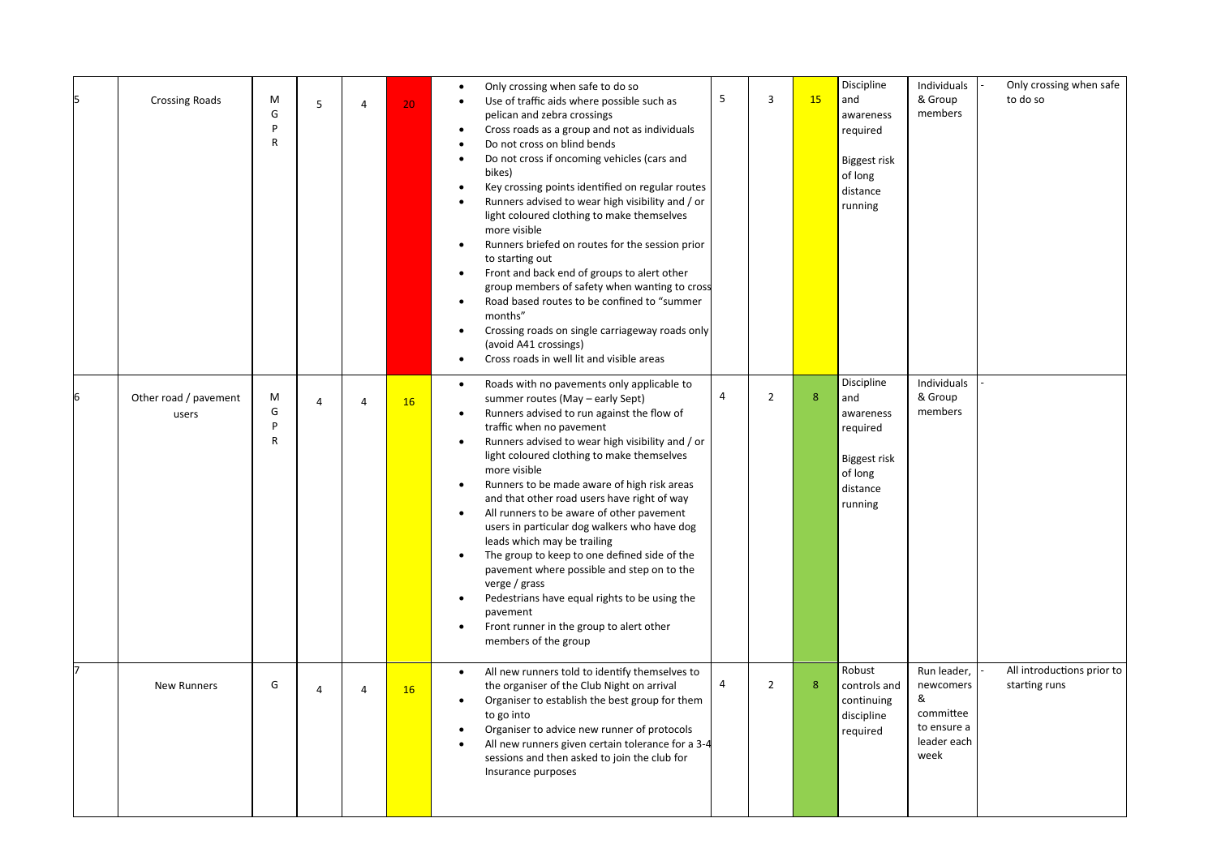| 5 | Crossing Roads | M<br>G<br>P<br>R | 5 | 4 | 20 | • Only crossing when safe to do so<br>• Use of traffic aids where possible such as pelican and zebra crossings<br>• Cross roads as a group and not as individuals<br>• Do not cross on blind bends<br>• Do not cross if oncoming vehicles (cars and bikes)<br>• Key crossing points identified on regular routes<br>• Runners advised to wear high visibility and / or light coloured clothing to make themselves more visible<br>• Runners briefed on routes for the session prior to starting out<br>• Front and back end of groups to alert other group members of safety when wanting to cross<br>• Road based routes to be confined to "summer months"<br>• Crossing roads on single carriageway roads only (avoid A41 crossings)<br>• Cross roads in well lit and visible areas | 5 | 3 | 15 | Discipline and awareness required<br><br>Biggest risk of long distance running | Individuals & Group members | - | Only crossing when safe to do so |
|---|---|---|---|---|---|---|---|---|---|---|---|---|---|
| 6 | Other road / pavement users | M<br>G<br>P<br>R | 4 | 4 | 16 | • Roads with no pavements only applicable to summer routes (May – early Sept)<br>• Runners advised to run against the flow of traffic when no pavement<br>• Runners advised to wear high visibility and / or light coloured clothing to make themselves more visible<br>• Runners to be made aware of high risk areas and that other road users have right of way<br>• All runners to be aware of other pavement users in particular dog walkers who have dog leads which may be trailing<br>• The group to keep to one defined side of the pavement where possible and step on to the verge / grass<br>• Pedestrians have equal rights to be using the pavement<br>• Front runner in the group to alert other members of the group | 4 | 2 | 8 | Discipline and awareness required<br><br>Biggest risk of long distance running | Individuals & Group members | - | |
| 7 | New Runners | G | 4 | 4 | 16 | • All new runners told to identify themselves to the organiser of the Club Night on arrival<br>• Organiser to establish the best group for them to go into<br>• Organiser to advice new runner of protocols<br>• All new runners given certain tolerance for a 3-4 sessions and then asked to join the club for Insurance purposes | 4 | 2 | 8 | Robust controls and continuing discipline required | Run leader, newcomers & committee to ensure a leader each week | - | All introductions prior to starting runs |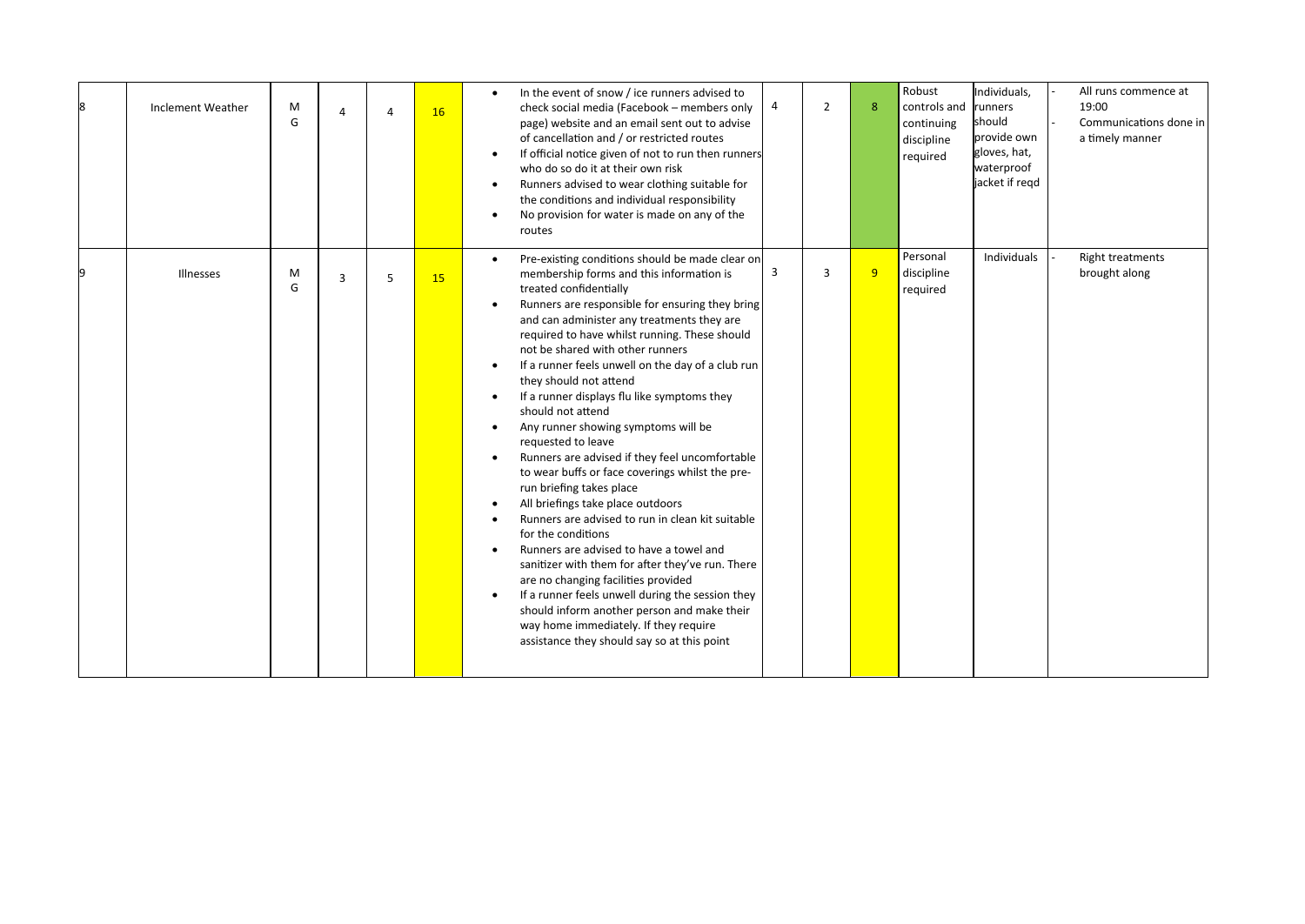| | | | | | | | | | | | | |
|---|---|---|---|---|---|---|---|---|---|---|---|---|
| 8 | Inclement Weather | MG | 4 | 4 | 16 | • In the event of snow / ice runners advised to check social media (Facebook – members only page) website and an email sent out to advise of cancellation and / or restricted routes<br>• If official notice given of not to run then runners who do so do it at their own risk<br>• Runners advised to wear clothing suitable for the conditions and individual responsibility<br>• No provision for water is made on any of the routes | 4 | 2 | 8 | Robust controls and continuing discipline required | Individuals, runners should provide own gloves, hat, waterproof jacket if reqd | - All runs commence at 19:00<br>- Communications done in a timely manner |
| 9 | Illnesses | MG | 3 | 5 | 15 | • Pre-existing conditions should be made clear on membership forms and this information is treated confidentially<br>• Runners are responsible for ensuring they bring and can administer any treatments they are required to have whilst running. These should not be shared with other runners<br>• If a runner feels unwell on the day of a club run they should not attend<br>• If a runner displays flu like symptoms they should not attend<br>• Any runner showing symptoms will be requested to leave<br>• Runners are advised if they feel uncomfortable to wear buffs or face coverings whilst the pre-run briefing takes place<br>• All briefings take place outdoors<br>• Runners are advised to run in clean kit suitable for the conditions<br>• Runners are advised to have a towel and sanitizer with them for after they've run. There are no changing facilities provided<br>• If a runner feels unwell during the session they should inform another person and make their way home immediately. If they require assistance they should say so at this point | 3 | 3 | 9 | Personal discipline required | Individuals | - Right treatments brought along |